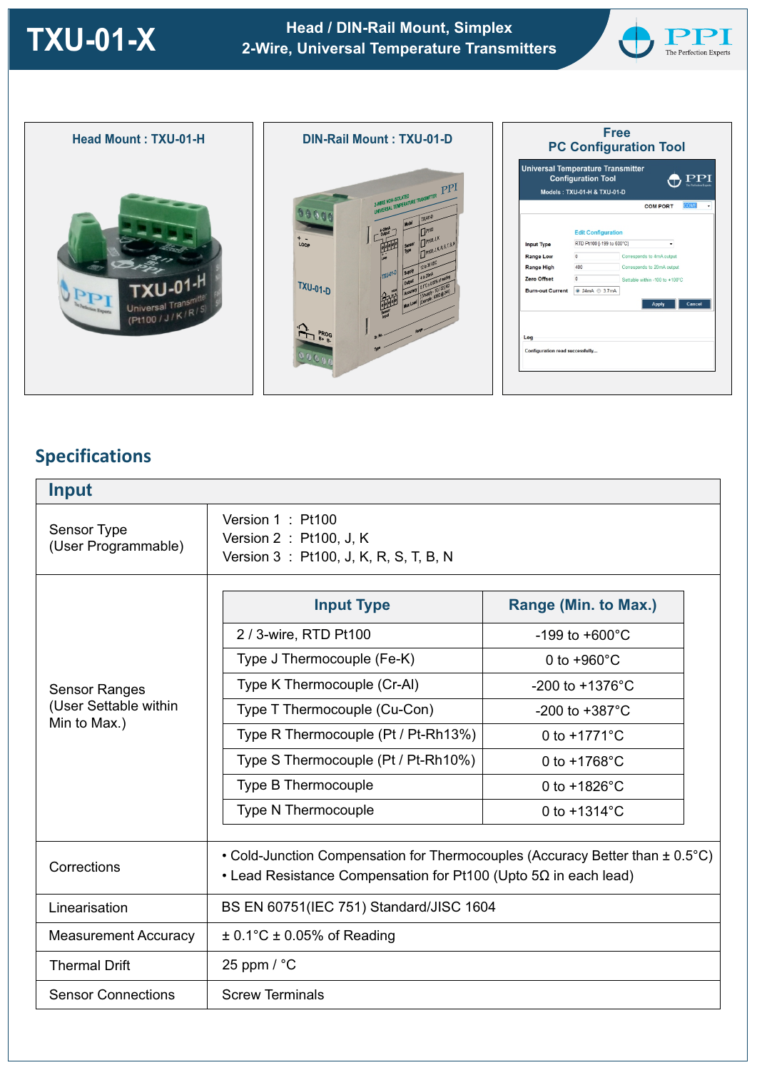# TXU-01-X

**Head / DIN-Rail Mount, Simplex 2-Wire, Universal Temperature Transmitters**

PPI The Perfection Experts

**Head Mount : TXU-01-H**

**DIN-Rail Mount : TXU-01-D**

**Free PC Configuration Tool**

## Specifications

| **Input** | |
|---|---|
| Sensor Type (User Programmable) | Version 1 : Pt100<br>Version 2 : Pt100, J, K<br>Version 3 : Pt100, J, K, R, S, T, B, N |
| Sensor Ranges (User Settable within Min to Max.) | See table below |
| Corrections | • Cold-Junction Compensation for Thermocouples (Accuracy Better than ± 0.5°C)<br>• Lead Resistance Compensation for Pt100 (Upto 5Ω in each lead) |
| Linearisation | BS EN 60751(IEC 751) Standard/JISC 1604 |
| Measurement Accuracy | ± 0.1°C ± 0.05% of Reading |
| Thermal Drift | 25 ppm / °C |
| Sensor Connections | Screw Terminals |

**Sensor Ranges (User Settable within Min to Max.)**

| Input Type | Range (Min. to Max.) |
|---|---|
| 2 / 3-wire, RTD Pt100 | -199 to +600°C |
| Type J Thermocouple (Fe-K) | 0 to +960°C |
| Type K Thermocouple (Cr-Al) | -200 to +1376°C |
| Type T Thermocouple (Cu-Con) | -200 to +387°C |
| Type R Thermocouple (Pt / Pt-Rh13%) | 0 to +1771°C |
| Type S Thermocouple (Pt / Pt-Rh10%) | 0 to +1768°C |
| Type B Thermocouple | 0 to +1826°C |
| Type N Thermocouple | 0 to +1314°C |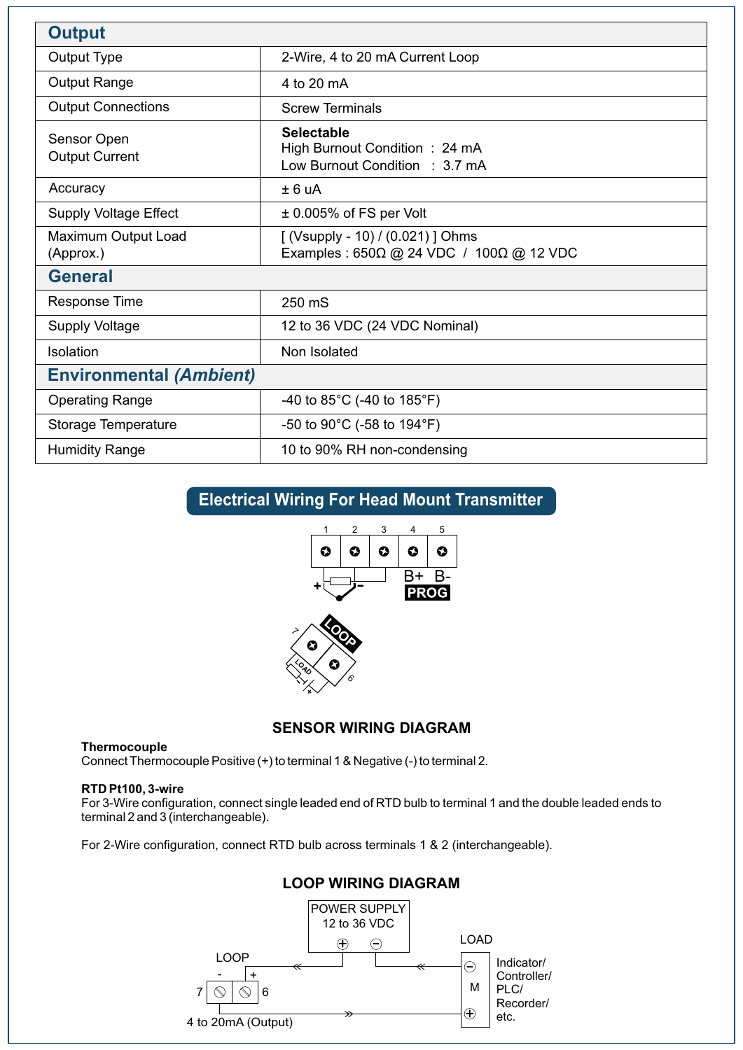| **Output** | |
|---|---|
| Output Type | 2-Wire, 4 to 20 mA Current Loop |
| Output Range | 4 to 20 mA |
| Output Connections | Screw Terminals |
| Sensor Open Output Current | **Selectable**<br>High Burnout Condition : 24 mA<br>Low Burnout Condition : 3.7 mA |
| Accuracy | ± 6 uA |
| Supply Voltage Effect | ± 0.005% of FS per Volt |
| Maximum Output Load (Approx.) | [ (Vsupply - 10) / (0.021) ] Ohms<br>Examples : 650Ω @ 24 VDC / 100Ω @ 12 VDC |
| **General** | |
| Response Time | 250 mS |
| Supply Voltage | 12 to 36 VDC (24 VDC Nominal) |
| Isolation | Non Isolated |
| **Environmental *(Ambient)*** | |
| Operating Range | -40 to 85°C (-40 to 185°F) |
| Storage Temperature | -50 to 90°C (-58 to 194°F) |
| Humidity Range | 10 to 90% RH non-condensing |

## Electrical Wiring For Head Mount Transmitter

1 2 3 4 5

B+ B-
PROG

LOOP
7 6
LOAD

### SENSOR WIRING DIAGRAM

**Thermocouple**
Connect Thermocouple Positive (+) to terminal 1 & Negative (-) to terminal 2.

**RTD Pt100, 3-wire**
For 3-Wire configuration, connect single leaded end of RTD bulb to terminal 1 and the double leaded ends to terminal 2 and 3 (interchangeable).

For 2-Wire configuration, connect RTD bulb across terminals 1 & 2 (interchangeable).

### LOOP WIRING DIAGRAM

POWER SUPPLY
12 to 36 VDC

LOOP

LOAD

Indicator/ Controller/ PLC/ Recorder/ etc.

4 to 20mA (Output)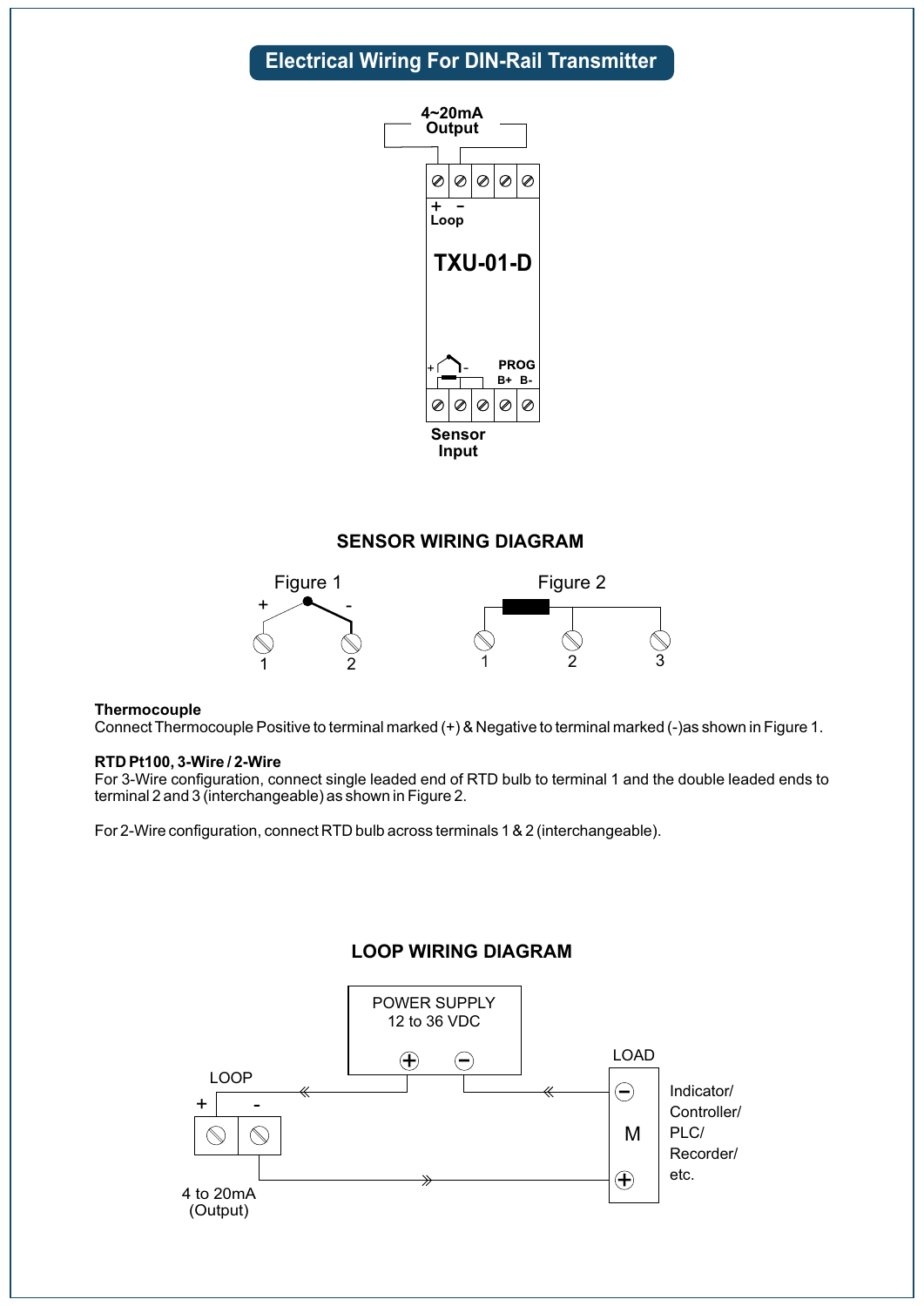## Electrical Wiring For DIN-Rail Transmitter

4~20mA Output

+ –
Loop

TXU-01-D

PROG
B+ B-

Sensor Input

### SENSOR WIRING DIAGRAM

Figure 1

Figure 2

**Thermocouple**
Connect Thermocouple Positive to terminal marked (+) & Negative to terminal marked (-)as shown in Figure 1.

**RTD Pt100, 3-Wire / 2-Wire**
For 3-Wire configuration, connect single leaded end of RTD bulb to terminal 1 and the double leaded ends to terminal 2 and 3 (interchangeable) as shown in Figure 2.

For 2-Wire configuration, connect RTD bulb across terminals 1 & 2 (interchangeable).

### LOOP WIRING DIAGRAM

POWER SUPPLY
12 to 36 VDC

LOOP

LOAD

M

Indicator/
Controller/
PLC/
Recorder/
etc.

4 to 20mA
(Output)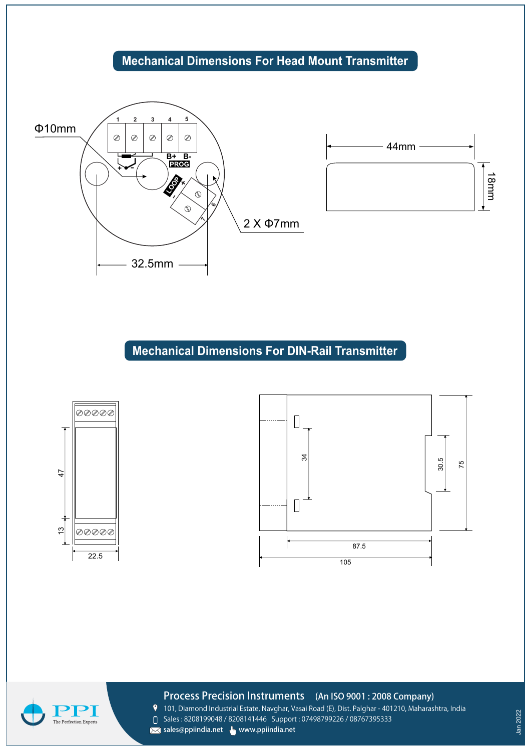## Mechanical Dimensions For Head Mount Transmitter

Φ10mm

1 2 3 4 5

B+ B-

PROG

LOOP

\+ -

6 7

2 X Φ7mm

32.5mm

44mm

18mm

## Mechanical Dimensions For DIN-Rail Transmitter

47

13

22.5

34

30.5

75

87.5

105

**Process Precision Instruments** (An ISO 9001 : 2008 Company)

101, Diamond Industrial Estate, Navghar, Vasai Road (E), Dist. Palghar - 401210, Maharashtra, India

Sales : 8208199048 / 8208141446 Support : 07498799226 / 08767395333

sales@ppiindia.net www.ppiindia.net

PPI The Perfection Experts

Jan 2022